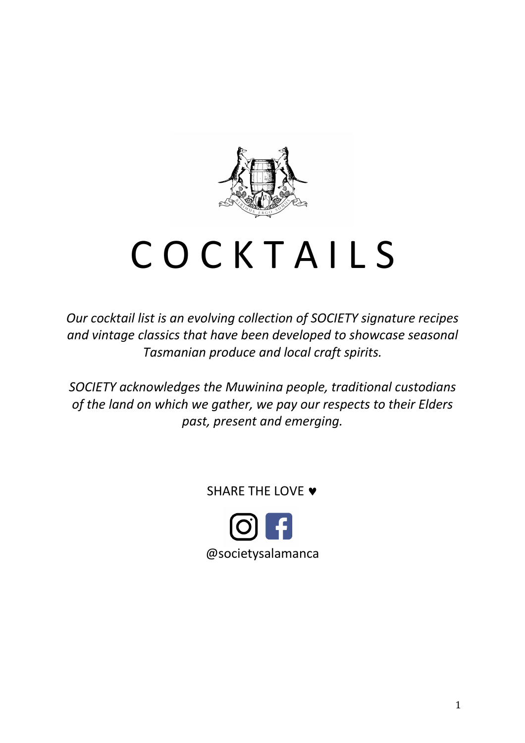# COCKTAILS

*Our cocktail list is an evolving collection of SOCIETY signature recipes and vintage classics that have been developed to showcase seasonal Tasmanian produce and local craft spirits.*

*SOCIETY acknowledges the Muwinina people, traditional custodians of the land on which we gather, we pay our respects to their Elders past, present and emerging.*

SHARE THE LOVE ♥

@societysalamanca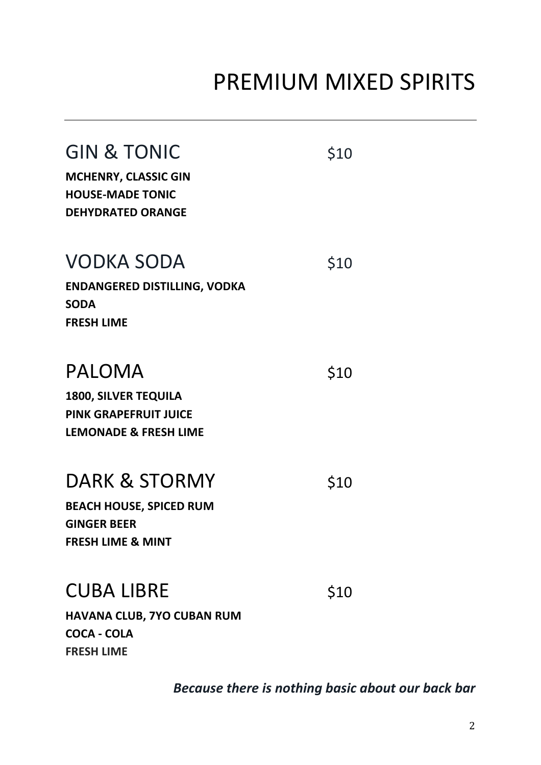# PREMIUM MIXED SPIRITS

---

## GIN & TONIC $10

**MCHENRY, CLASSIC GIN**
**HOUSE-MADE TONIC**
**DEHYDRATED ORANGE**

## VODKA SODA $10

**ENDANGERED DISTILLING, VODKA**
**SODA**
**FRESH LIME**

## PALOMA $10

**1800, SILVER TEQUILA**
**PINK GRAPEFRUIT JUICE**
**LEMONADE & FRESH LIME**

## DARK & STORMY $10

**BEACH HOUSE, SPICED RUM**
**GINGER BEER**
**FRESH LIME & MINT**

## CUBA LIBRE $10

**HAVANA CLUB, 7YO CUBAN RUM**
**COCA - COLA**
**FRESH LIME**

***Because there is nothing basic about our back bar***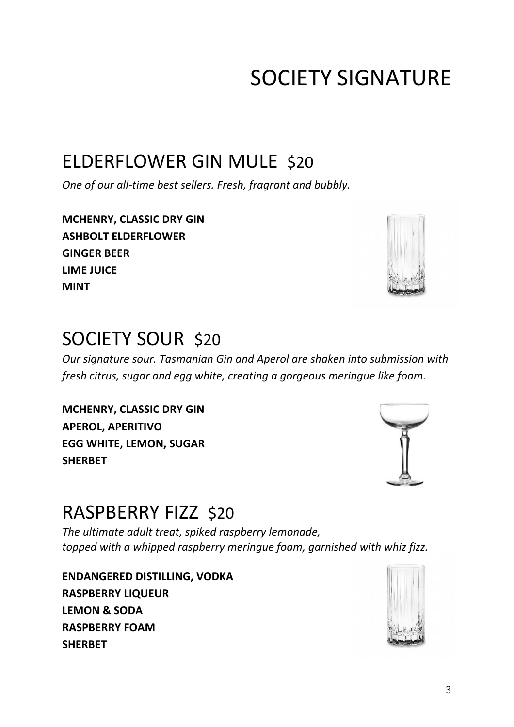# SOCIETY SIGNATURE

---

## ELDERFLOWER GIN MULE $20

*One of our all-time best sellers. Fresh, fragrant and bubbly.*

**MCHENRY, CLASSIC DRY GIN**
**ASHBOLT ELDERFLOWER**
**GINGER BEER**
**LIME JUICE**
**MINT**

## SOCIETY SOUR $20

*Our signature sour. Tasmanian Gin and Aperol are shaken into submission with fresh citrus, sugar and egg white, creating a gorgeous meringue like foam.*

**MCHENRY, CLASSIC DRY GIN**
**APEROL, APERITIVO**
**EGG WHITE, LEMON, SUGAR**
**SHERBET**

## RASPBERRY FIZZ $20

*The ultimate adult treat, spiked raspberry lemonade,*
*topped with a whipped raspberry meringue foam, garnished with whiz fizz.*

**ENDANGERED DISTILLING, VODKA**
**RASPBERRY LIQUEUR**
**LEMON & SODA**
**RASPBERRY FOAM**
**SHERBET**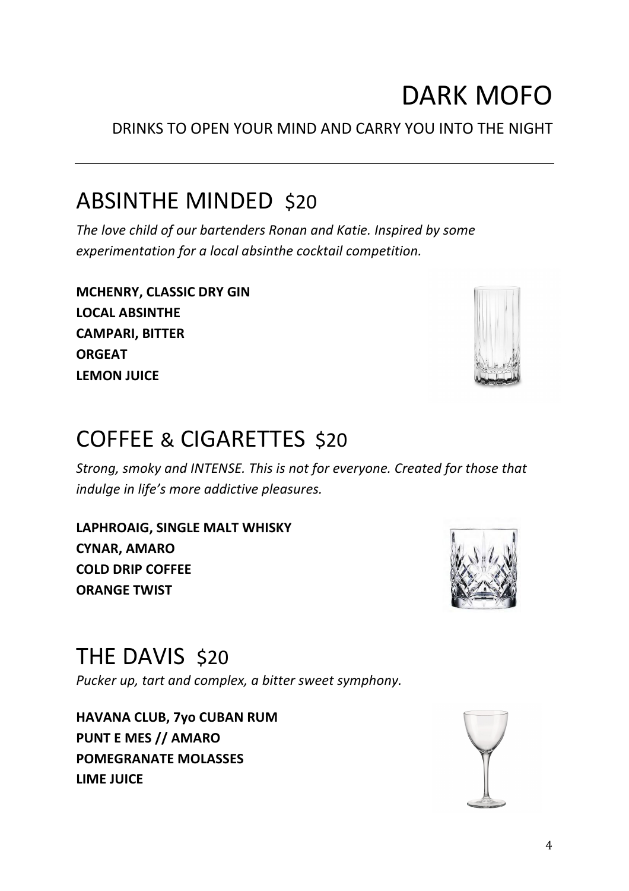# DARK MOFO

DRINKS TO OPEN YOUR MIND AND CARRY YOU INTO THE NIGHT

---

## ABSINTHE MINDED $20

*The love child of our bartenders Ronan and Katie. Inspired by some experimentation for a local absinthe cocktail competition.*

**MCHENRY, CLASSIC DRY GIN**
**LOCAL ABSINTHE**
**CAMPARI, BITTER**
**ORGEAT**
**LEMON JUICE**

## COFFEE & CIGARETTES $20

*Strong, smoky and INTENSE. This is not for everyone. Created for those that indulge in life's more addictive pleasures.*

**LAPHROAIG, SINGLE MALT WHISKY**
**CYNAR, AMARO**
**COLD DRIP COFFEE**
**ORANGE TWIST**

## THE DAVIS $20

*Pucker up, tart and complex, a bitter sweet symphony.*

**HAVANA CLUB, 7yo CUBAN RUM**
**PUNT E MES // AMARO**
**POMEGRANATE MOLASSES**
**LIME JUICE**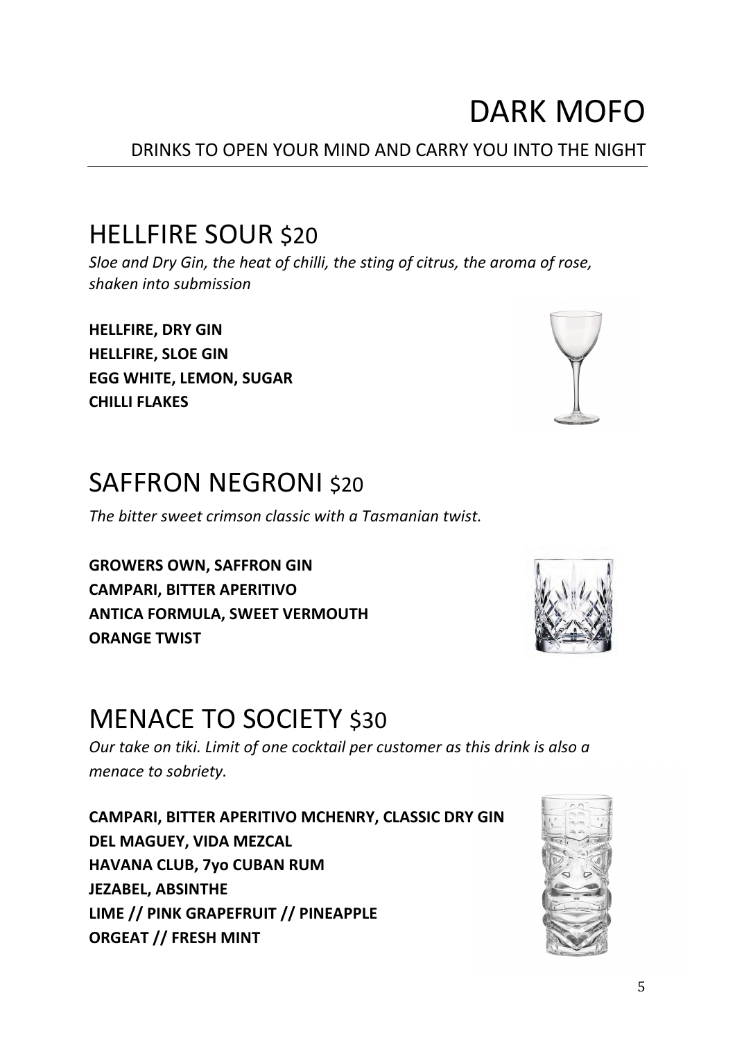# DARK MOFO

DRINKS TO OPEN YOUR MIND AND CARRY YOU INTO THE NIGHT

## HELLFIRE SOUR $20

*Sloe and Dry Gin, the heat of chilli, the sting of citrus, the aroma of rose, shaken into submission*

**HELLFIRE, DRY GIN**
**HELLFIRE, SLOE GIN**
**EGG WHITE, LEMON, SUGAR**
**CHILLI FLAKES**

## SAFFRON NEGRONI $20

*The bitter sweet crimson classic with a Tasmanian twist.*

**GROWERS OWN, SAFFRON GIN**
**CAMPARI, BITTER APERITIVO**
**ANTICA FORMULA, SWEET VERMOUTH**
**ORANGE TWIST**

## MENACE TO SOCIETY $30

*Our take on tiki. Limit of one cocktail per customer as this drink is also a menace to sobriety.*

**CAMPARI, BITTER APERITIVO MCHENRY, CLASSIC DRY GIN**
**DEL MAGUEY, VIDA MEZCAL**
**HAVANA CLUB, 7yo CUBAN RUM**
**JEZABEL, ABSINTHE**
**LIME // PINK GRAPEFRUIT // PINEAPPLE**
**ORGEAT // FRESH MINT**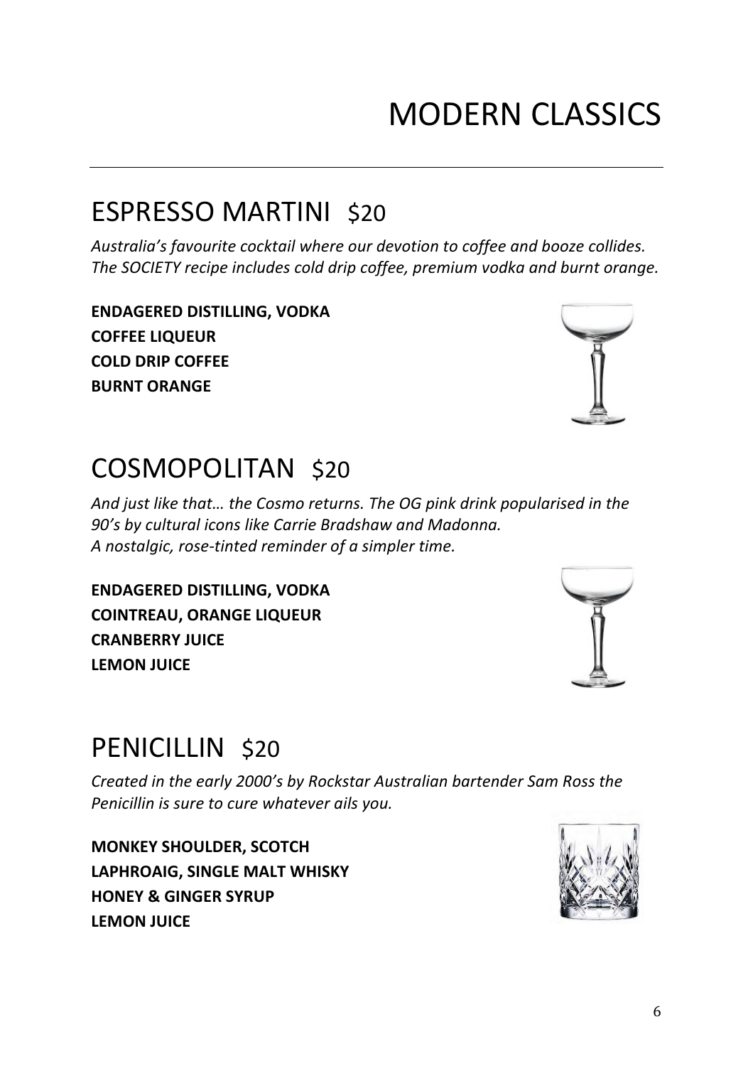# MODERN CLASSICS

## ESPRESSO MARTINI $20

*Australia's favourite cocktail where our devotion to coffee and booze collides. The SOCIETY recipe includes cold drip coffee, premium vodka and burnt orange.*

**ENDAGERED DISTILLING, VODKA**
**COFFEE LIQUEUR**
**COLD DRIP COFFEE**
**BURNT ORANGE**

## COSMOPOLITAN $20

*And just like that… the Cosmo returns. The OG pink drink popularised in the 90's by cultural icons like Carrie Bradshaw and Madonna. A nostalgic, rose-tinted reminder of a simpler time.*

**ENDAGERED DISTILLING, VODKA**
**COINTREAU, ORANGE LIQUEUR**
**CRANBERRY JUICE**
**LEMON JUICE**

## PENICILLIN $20

*Created in the early 2000's by Rockstar Australian bartender Sam Ross the Penicillin is sure to cure whatever ails you.*

**MONKEY SHOULDER, SCOTCH**
**LAPHROAIG, SINGLE MALT WHISKY**
**HONEY & GINGER SYRUP**
**LEMON JUICE**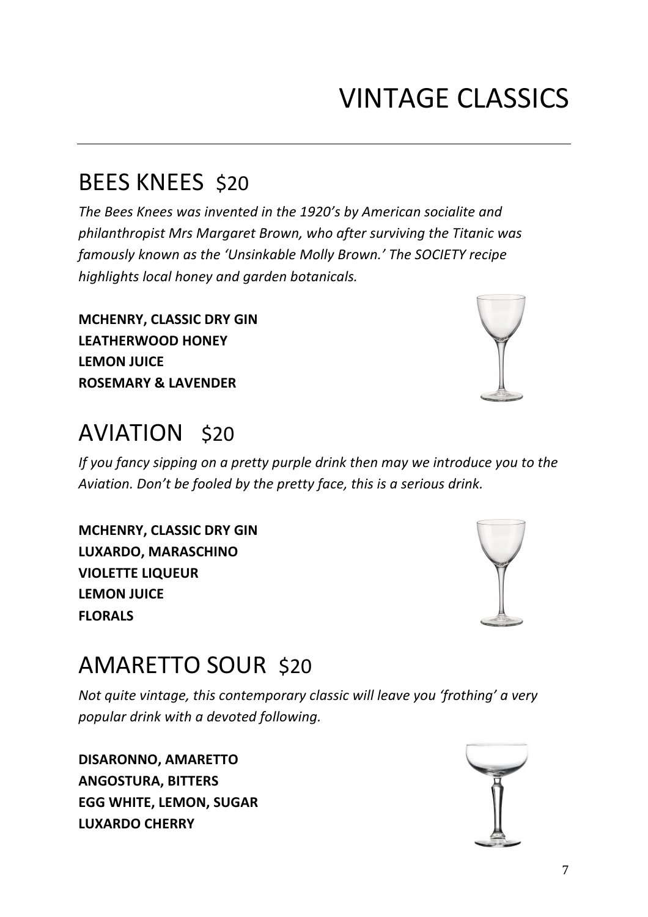# VINTAGE CLASSICS

## BEES KNEES $20

*The Bees Knees was invented in the 1920's by American socialite and philanthropist Mrs Margaret Brown, who after surviving the Titanic was famously known as the 'Unsinkable Molly Brown.' The SOCIETY recipe highlights local honey and garden botanicals.*

**MCHENRY, CLASSIC DRY GIN**
**LEATHERWOOD HONEY**
**LEMON JUICE**
**ROSEMARY & LAVENDER**

## AVIATION $20

*If you fancy sipping on a pretty purple drink then may we introduce you to the Aviation. Don't be fooled by the pretty face, this is a serious drink.*

**MCHENRY, CLASSIC DRY GIN**
**LUXARDO, MARASCHINO**
**VIOLETTE LIQUEUR**
**LEMON JUICE**
**FLORALS**

## AMARETTO SOUR $20

*Not quite vintage, this contemporary classic will leave you 'frothing' a very popular drink with a devoted following.*

**DISARONNO, AMARETTO**
**ANGOSTURA, BITTERS**
**EGG WHITE, LEMON, SUGAR**
**LUXARDO CHERRY**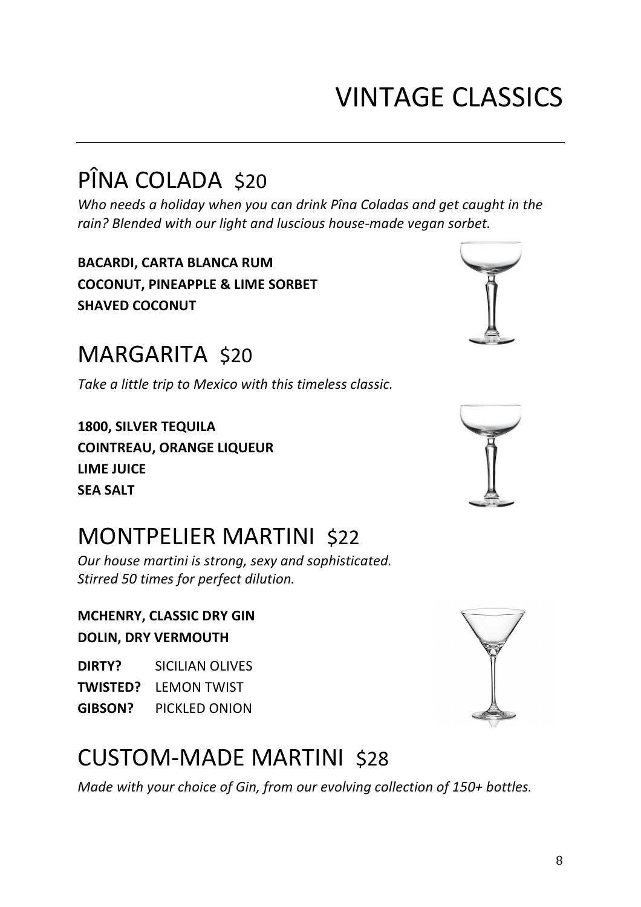# VINTAGE CLASSICS

---

## PÎNA COLADA $20

*Who needs a holiday when you can drink Pîna Coladas and get caught in the rain? Blended with our light and luscious house-made vegan sorbet.*

**BACARDI, CARTA BLANCA RUM**
**COCONUT, PINEAPPLE & LIME SORBET**
**SHAVED COCONUT**

## MARGARITA $20

*Take a little trip to Mexico with this timeless classic.*

**1800, SILVER TEQUILA**
**COINTREAU, ORANGE LIQUEUR**
**LIME JUICE**
**SEA SALT**

## MONTPELIER MARTINI $22

*Our house martini is strong, sexy and sophisticated.*
*Stirred 50 times for perfect dilution.*

**MCHENRY, CLASSIC DRY GIN**
**DOLIN, DRY VERMOUTH**

**DIRTY?** SICILIAN OLIVES
**TWISTED?** LEMON TWIST
**GIBSON?** PICKLED ONION

## CUSTOM-MADE MARTINI $28

*Made with your choice of Gin, from our evolving collection of 150+ bottles.*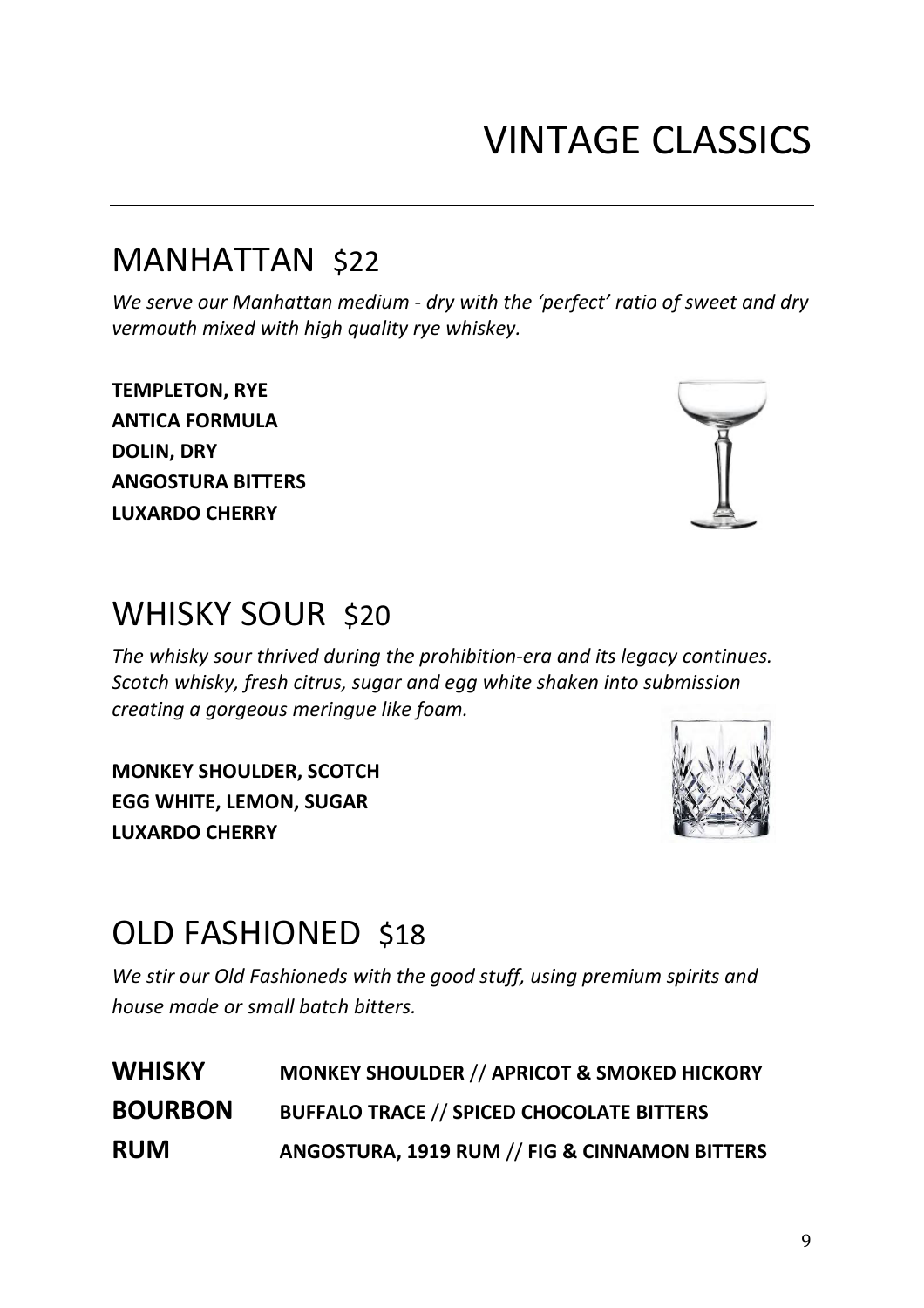# VINTAGE CLASSICS

---

## MANHATTAN $22

*We serve our Manhattan medium - dry with the 'perfect' ratio of sweet and dry vermouth mixed with high quality rye whiskey.*

**TEMPLETON, RYE**
**ANTICA FORMULA**
**DOLIN, DRY**
**ANGOSTURA BITTERS**
**LUXARDO CHERRY**

## WHISKY SOUR $20

*The whisky sour thrived during the prohibition-era and its legacy continues. Scotch whisky, fresh citrus, sugar and egg white shaken into submission creating a gorgeous meringue like foam.*

**MONKEY SHOULDER, SCOTCH**
**EGG WHITE, LEMON, SUGAR**
**LUXARDO CHERRY**

## OLD FASHIONED $18

*We stir our Old Fashioneds with the good stuff, using premium spirits and house made or small batch bitters.*

| | |
|---|---|
| **WHISKY** | **MONKEY SHOULDER // APRICOT & SMOKED HICKORY** |
| **BOURBON** | **BUFFALO TRACE // SPICED CHOCOLATE BITTERS** |
| **RUM** | **ANGOSTURA, 1919 RUM // FIG & CINNAMON BITTERS** |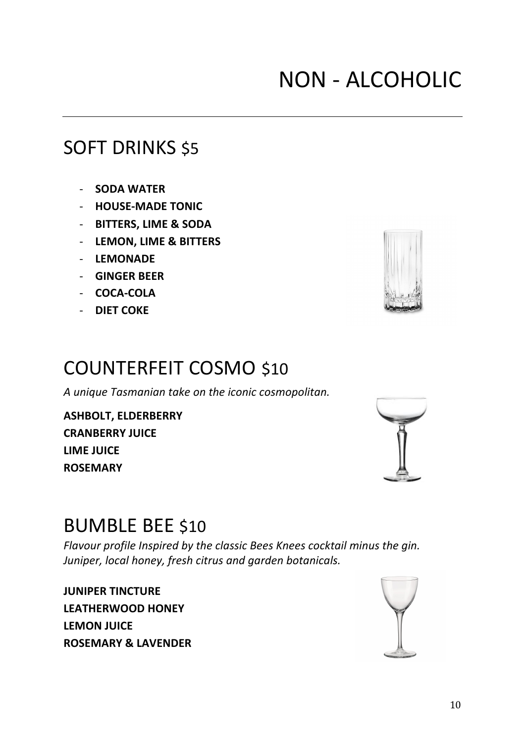# NON - ALCOHOLIC

## SOFT DRINKS $5

- **SODA WATER**
- **HOUSE-MADE TONIC**
- **BITTERS, LIME & SODA**
- **LEMON, LIME & BITTERS**
- **LEMONADE**
- **GINGER BEER**
- **COCA-COLA**
- **DIET COKE**

## COUNTERFEIT COSMO $10

*A unique Tasmanian take on the iconic cosmopolitan.*

**ASHBOLT, ELDERBERRY**
**CRANBERRY JUICE**
**LIME JUICE**
**ROSEMARY**

## BUMBLE BEE $10

*Flavour profile Inspired by the classic Bees Knees cocktail minus the gin. Juniper, local honey, fresh citrus and garden botanicals.*

**JUNIPER TINCTURE**
**LEATHERWOOD HONEY**
**LEMON JUICE**
**ROSEMARY & LAVENDER**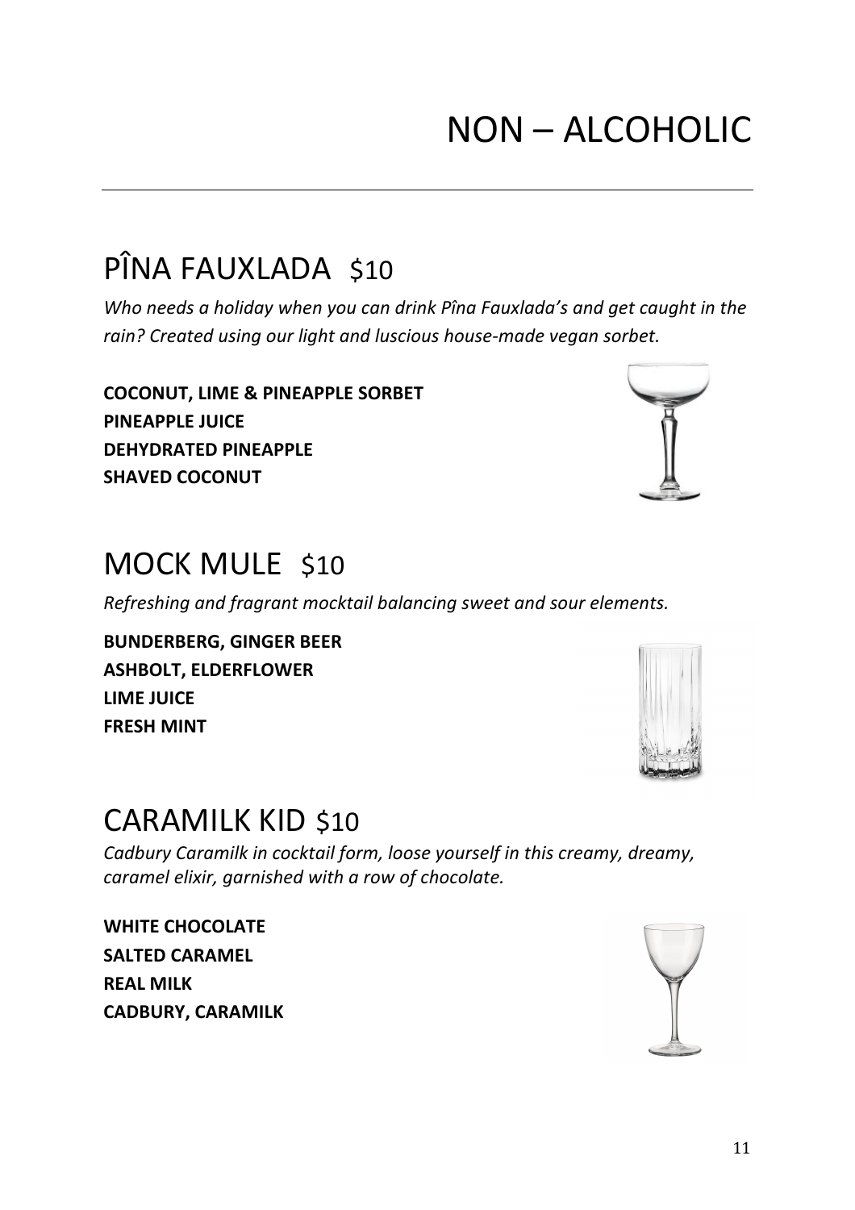# NON – ALCOHOLIC

---

## PÎNA FAUXLADA $10

*Who needs a holiday when you can drink Pîna Fauxlada's and get caught in the rain? Created using our light and luscious house-made vegan sorbet.*

**COCONUT, LIME & PINEAPPLE SORBET**
**PINEAPPLE JUICE**
**DEHYDRATED PINEAPPLE**
**SHAVED COCONUT**

## MOCK MULE $10

*Refreshing and fragrant mocktail balancing sweet and sour elements.*

**BUNDERBERG, GINGER BEER**
**ASHBOLT, ELDERFLOWER**
**LIME JUICE**
**FRESH MINT**

## CARAMILK KID $10

*Cadbury Caramilk in cocktail form, loose yourself in this creamy, dreamy, caramel elixir, garnished with a row of chocolate.*

**WHITE CHOCOLATE**
**SALTED CARAMEL**
**REAL MILK**
**CADBURY, CARAMILK**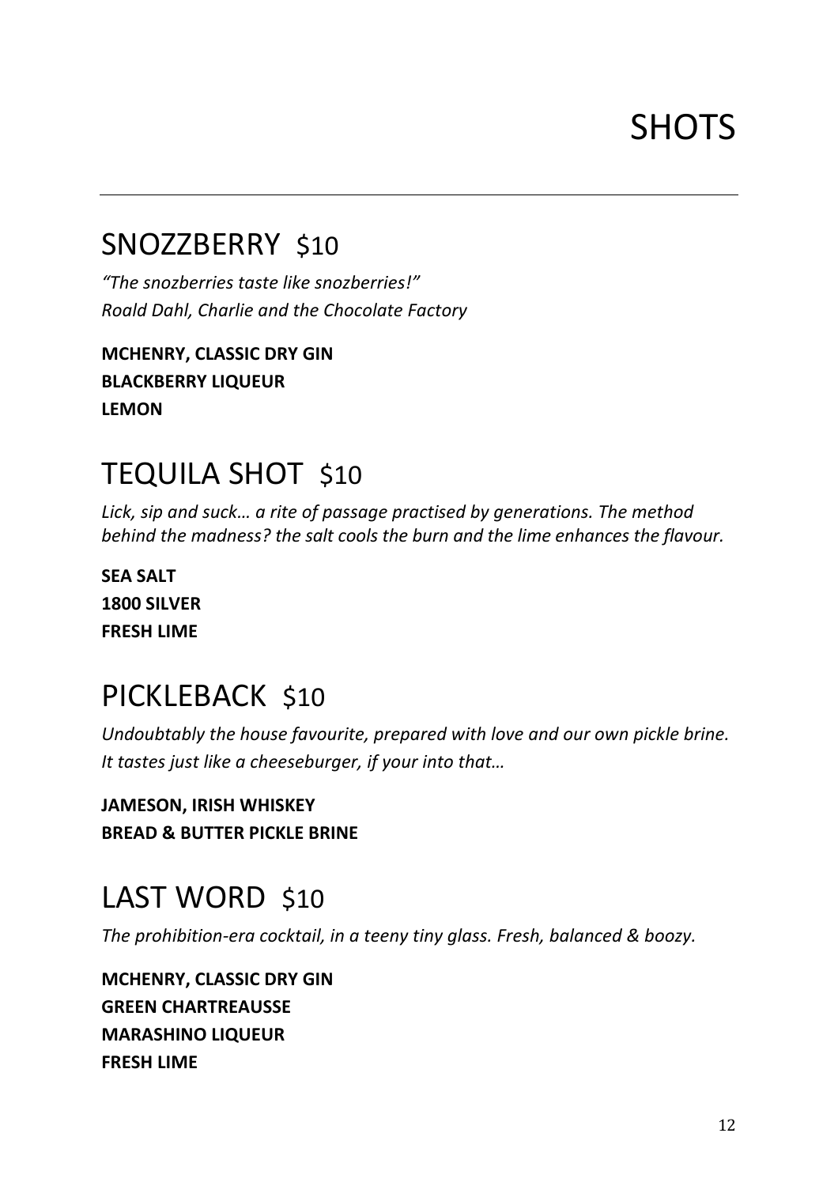# SHOTS

---

## SNOZZBERRY $10

*"The snozberries taste like snozberries!"*
*Roald Dahl, Charlie and the Chocolate Factory*

**MCHENRY, CLASSIC DRY GIN**
**BLACKBERRY LIQUEUR**
**LEMON**

## TEQUILA SHOT $10

*Lick, sip and suck… a rite of passage practised by generations. The method behind the madness? the salt cools the burn and the lime enhances the flavour.*

**SEA SALT**
**1800 SILVER**
**FRESH LIME**

## PICKLEBACK $10

*Undoubtably the house favourite, prepared with love and our own pickle brine. It tastes just like a cheeseburger, if your into that…*

**JAMESON, IRISH WHISKEY**
**BREAD & BUTTER PICKLE BRINE**

## LAST WORD $10

*The prohibition-era cocktail, in a teeny tiny glass. Fresh, balanced & boozy.*

**MCHENRY, CLASSIC DRY GIN**
**GREEN CHARTREAUSSE**
**MARASHINO LIQUEUR**
**FRESH LIME**